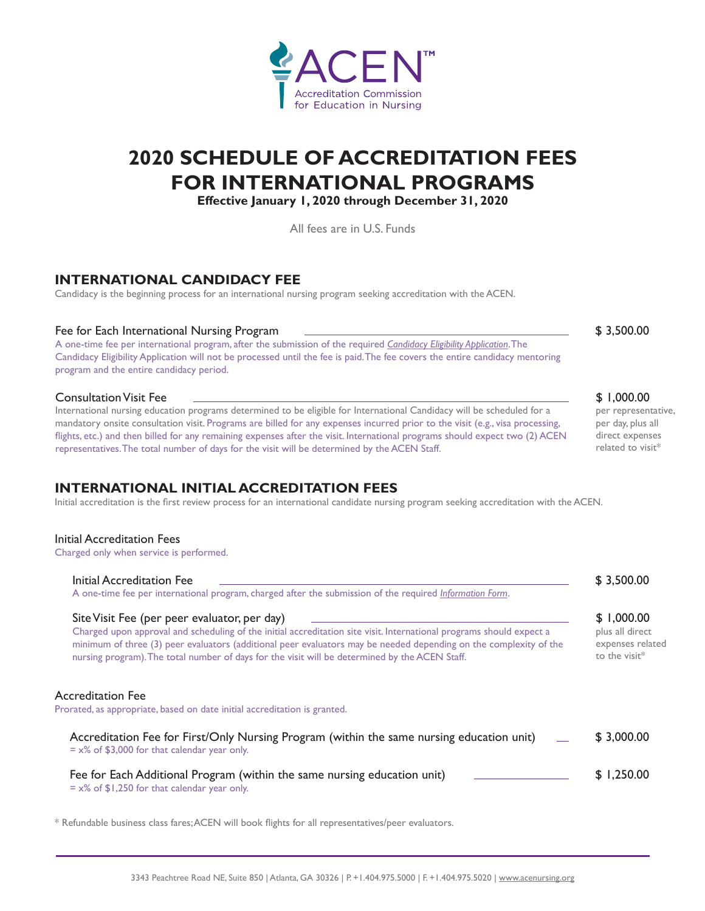ACEN™
Accreditation Commission for Education in Nursing

# 2020 SCHEDULE OF ACCREDITATION FEES FOR INTERNATIONAL PROGRAMS

**Effective January 1, 2020 through December 31, 2020**

All fees are in U.S. Funds

## INTERNATIONAL CANDIDACY FEE

Candidacy is the beginning process for an international nursing program seeking accreditation with the ACEN.

**Fee for Each International Nursing Program** — $ 3,500.00

A one-time fee per international program, after the submission of the required *Candidacy Eligibility Application*. The Candidacy Eligibility Application will not be processed until the fee is paid. The fee covers the entire candidacy mentoring program and the entire candidacy period.

**Consultation Visit Fee** — $ 1,000.00 per representative, per day, plus all direct expenses related to visit*

International nursing education programs determined to be eligible for International Candidacy will be scheduled for a mandatory onsite consultation visit. Programs are billed for any expenses incurred prior to the visit (e.g., visa processing, flights, etc.) and then billed for any remaining expenses after the visit. International programs should expect two (2) ACEN representatives. The total number of days for the visit will be determined by the ACEN Staff.

## INTERNATIONAL INITIAL ACCREDITATION FEES

Initial accreditation is the first review process for an international candidate nursing program seeking accreditation with the ACEN.

### Initial Accreditation Fees

Charged only when service is performed.

**Initial Accreditation Fee** — $ 3,500.00

A one-time fee per international program, charged after the submission of the required *Information Form*.

**Site Visit Fee (per peer evaluator, per day)** — $ 1,000.00 plus all direct expenses related to the visit*

Charged upon approval and scheduling of the initial accreditation site visit. International programs should expect a minimum of three (3) peer evaluators (additional peer evaluators may be needed depending on the complexity of the nursing program). The total number of days for the visit will be determined by the ACEN Staff.

### Accreditation Fee

Prorated, as appropriate, based on date initial accreditation is granted.

**Accreditation Fee for First/Only Nursing Program (within the same nursing education unit)** — $ 3,000.00

= x% of $3,000 for that calendar year only.

**Fee for Each Additional Program (within the same nursing education unit)** — $ 1,250.00

= x% of $1,250 for that calendar year only.

* Refundable business class fares; ACEN will book flights for all representatives/peer evaluators.

3343 Peachtree Road NE, Suite 850 | Atlanta, GA 30326 | P. +1.404.975.5000 | F. +1.404.975.5020 | www.acenursing.org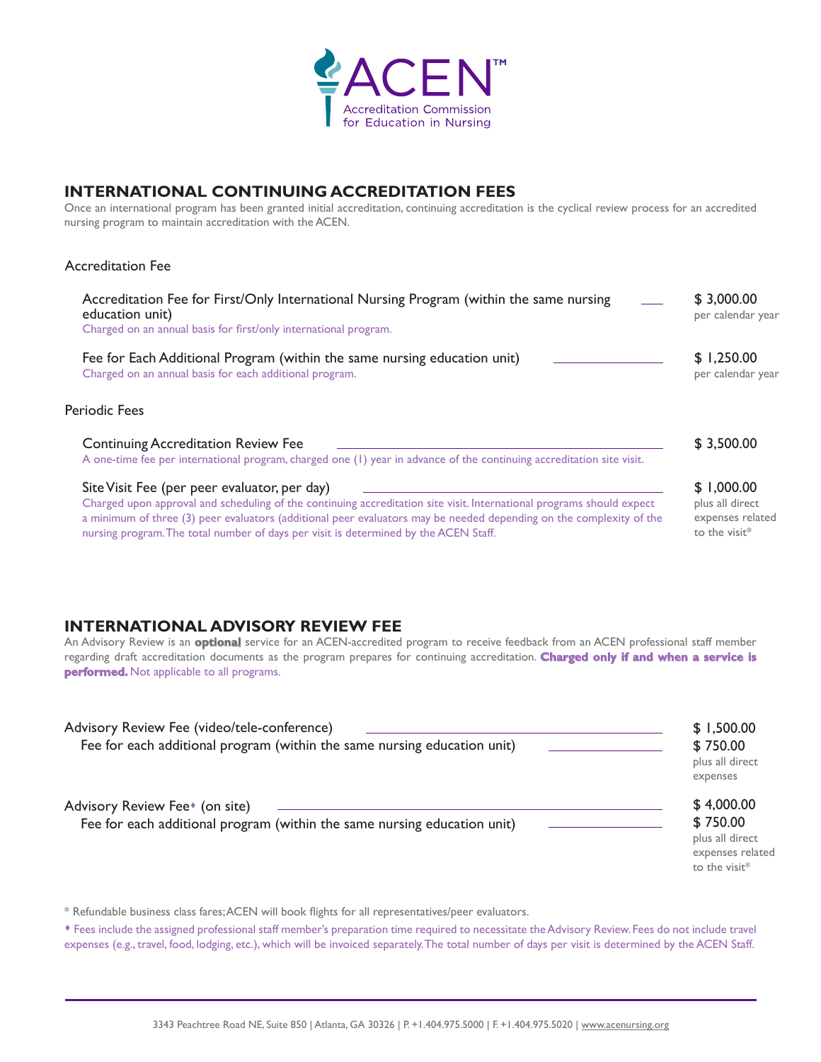ACEN™
Accreditation Commission for Education in Nursing

## INTERNATIONAL CONTINUING ACCREDITATION FEES

Once an international program has been granted initial accreditation, continuing accreditation is the cyclical review process for an accredited nursing program to maintain accreditation with the ACEN.

### Accreditation Fee

**Accreditation Fee for First/Only International Nursing Program (within the same nursing education unit)** — $ 3,000.00 per calendar year
Charged on an annual basis for first/only international program.

**Fee for Each Additional Program (within the same nursing education unit)** — $ 1,250.00 per calendar year
Charged on an annual basis for each additional program.

### Periodic Fees

**Continuing Accreditation Review Fee** — $ 3,500.00
A one-time fee per international program, charged one (1) year in advance of the continuing accreditation site visit.

**Site Visit Fee (per peer evaluator, per day)** — $ 1,000.00 plus all direct expenses related to the visit*
Charged upon approval and scheduling of the continuing accreditation site visit. International programs should expect a minimum of three (3) peer evaluators (additional peer evaluators may be needed depending on the complexity of the nursing program. The total number of days per visit is determined by the ACEN Staff.

## INTERNATIONAL ADVISORY REVIEW FEE

An Advisory Review is an **optional** service for an ACEN-accredited program to receive feedback from an ACEN professional staff member regarding draft accreditation documents as the program prepares for continuing accreditation. **Charged only if and when a service is performed.** Not applicable to all programs.

**Advisory Review Fee (video/tele-conference)** — $ 1,500.00
Fee for each additional program (within the same nursing education unit) — $ 750.00
plus all direct expenses

**Advisory Review Fee♦ (on site)** — $ 4,000.00
Fee for each additional program (within the same nursing education unit) — $ 750.00
plus all direct expenses related to the visit*

\* Refundable business class fares; ACEN will book flights for all representatives/peer evaluators.

♦ Fees include the assigned professional staff member's preparation time required to necessitate the Advisory Review. Fees do not include travel expenses (e.g., travel, food, lodging, etc.), which will be invoiced separately. The total number of days per visit is determined by the ACEN Staff.

3343 Peachtree Road NE, Suite 850 | Atlanta, GA 30326 | P. +1.404.975.5000 | F. +1.404.975.5020 | www.acenursing.org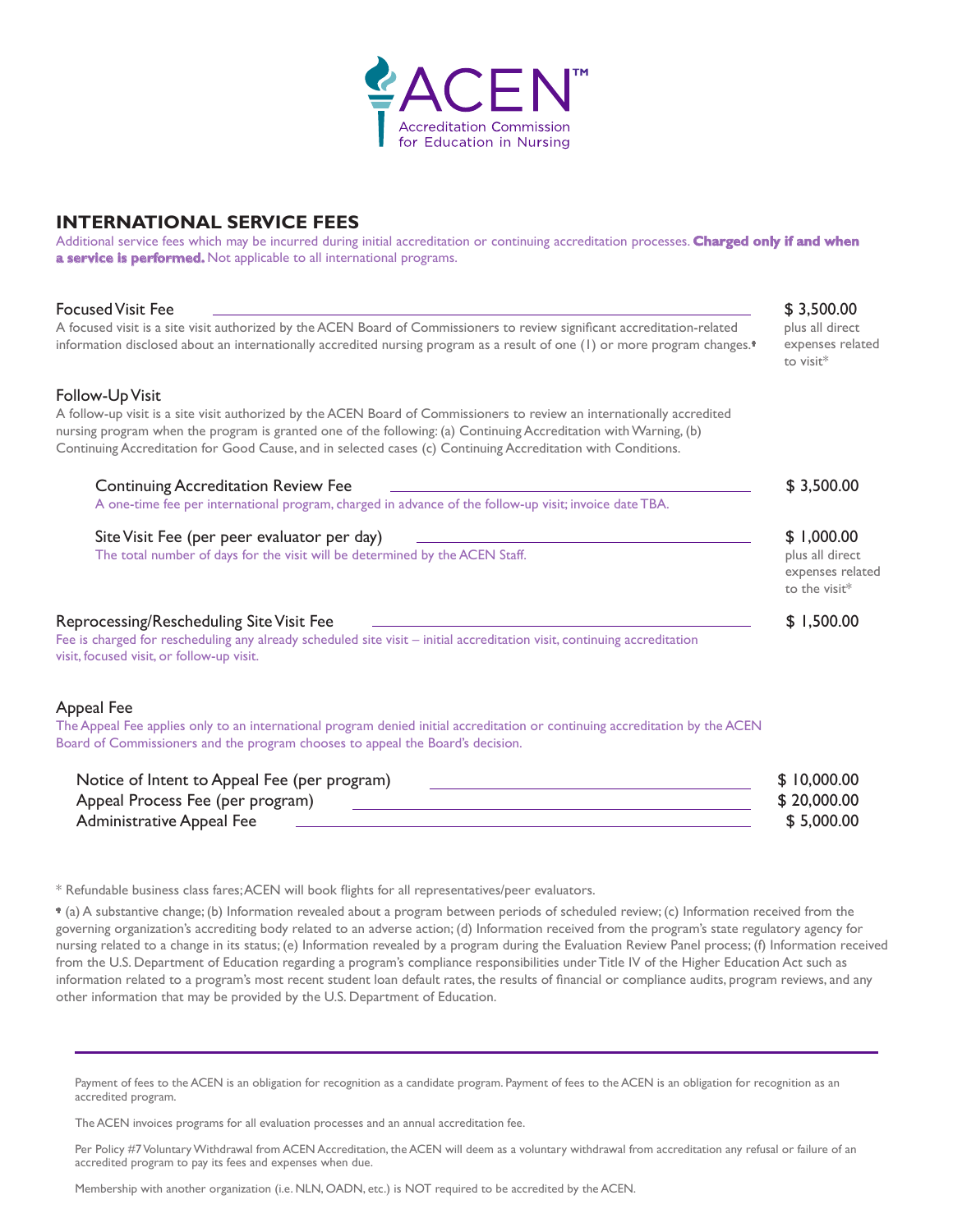ACEN™
Accreditation Commission for Education in Nursing

## INTERNATIONAL SERVICE FEES

Additional service fees which may be incurred during initial accreditation or continuing accreditation processes. **Charged only if and when a service is performed.** Not applicable to all international programs.

**Focused Visit Fee** — $ 3,500.00 plus all direct expenses related to visit*

A focused visit is a site visit authorized by the ACEN Board of Commissioners to review significant accreditation-related information disclosed about an internationally accredited nursing program as a result of one (1) or more program changes.⚘

**Follow-Up Visit**

A follow-up visit is a site visit authorized by the ACEN Board of Commissioners to review an internationally accredited nursing program when the program is granted one of the following: (a) Continuing Accreditation with Warning, (b) Continuing Accreditation for Good Cause, and in selected cases (c) Continuing Accreditation with Conditions.

- **Continuing Accreditation Review Fee** — $ 3,500.00
  A one-time fee per international program, charged in advance of the follow-up visit; invoice date TBA.

- **Site Visit Fee (per peer evaluator per day)** — $ 1,000.00 plus all direct expenses related to the visit*
  The total number of days for the visit will be determined by the ACEN Staff.

**Reprocessing/Rescheduling Site Visit Fee** — $ 1,500.00

Fee is charged for rescheduling any already scheduled site visit – initial accreditation visit, continuing accreditation visit, focused visit, or follow-up visit.

**Appeal Fee**

The Appeal Fee applies only to an international program denied initial accreditation or continuing accreditation by the ACEN Board of Commissioners and the program chooses to appeal the Board's decision.

| | |
|---|---|
| Notice of Intent to Appeal Fee (per program) | $ 10,000.00 |
| Appeal Process Fee (per program) | $ 20,000.00 |
| Administrative Appeal Fee | $ 5,000.00 |

* Refundable business class fares; ACEN will book flights for all representatives/peer evaluators.

⚘ (a) A substantive change; (b) Information revealed about a program between periods of scheduled review; (c) Information received from the governing organization's accrediting body related to an adverse action; (d) Information received from the program's state regulatory agency for nursing related to a change in its status; (e) Information revealed by a program during the Evaluation Review Panel process; (f) Information received from the U.S. Department of Education regarding a program's compliance responsibilities under Title IV of the Higher Education Act such as information related to a program's most recent student loan default rates, the results of financial or compliance audits, program reviews, and any other information that may be provided by the U.S. Department of Education.

---

Payment of fees to the ACEN is an obligation for recognition as a candidate program. Payment of fees to the ACEN is an obligation for recognition as an accredited program.

The ACEN invoices programs for all evaluation processes and an annual accreditation fee.

Per Policy #7 Voluntary Withdrawal from ACEN Accreditation, the ACEN will deem as a voluntary withdrawal from accreditation any refusal or failure of an accredited program to pay its fees and expenses when due.

Membership with another organization (i.e. NLN, OADN, etc.) is NOT required to be accredited by the ACEN.